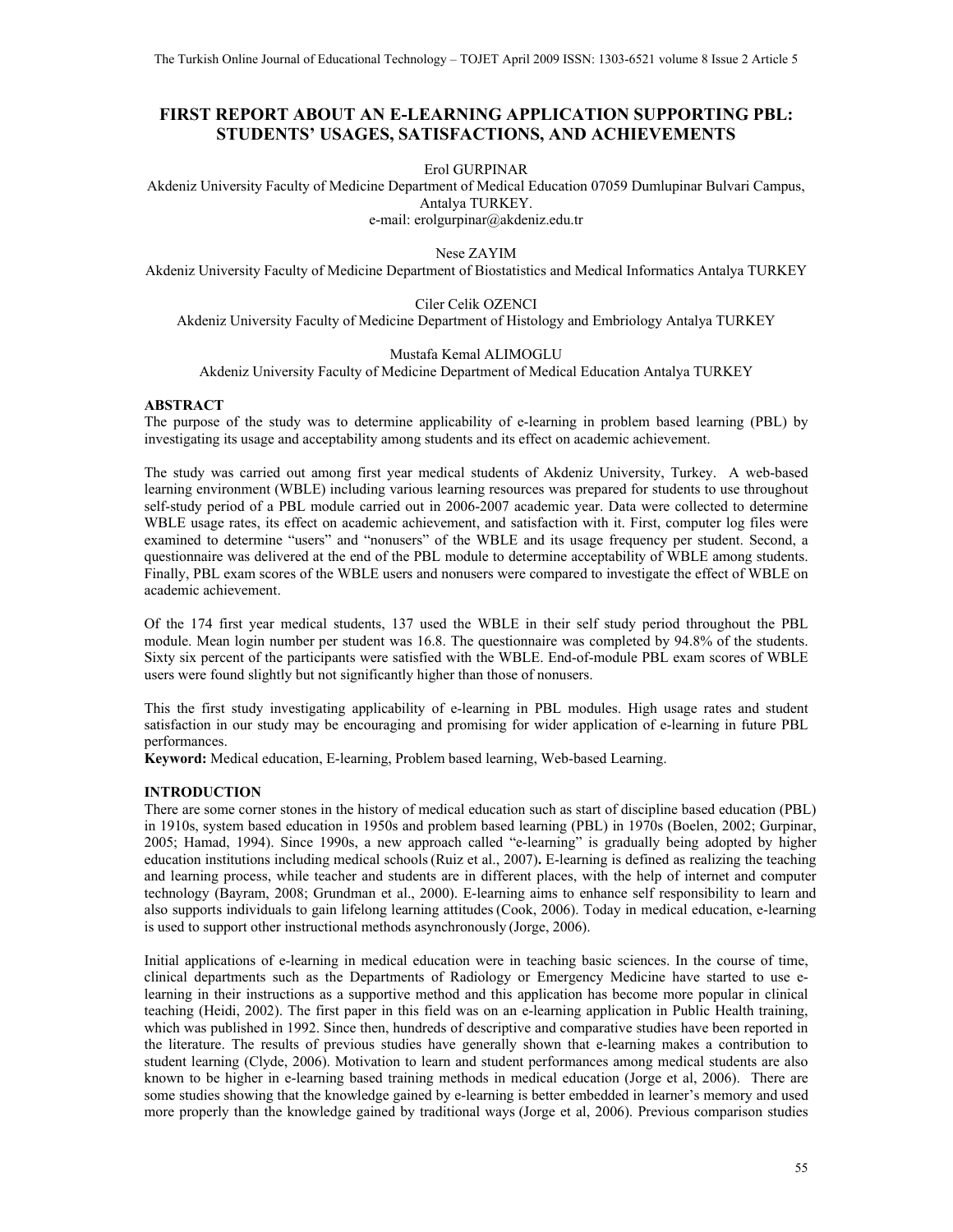# FIRST REPORT ABOUT AN E-LEARNING APPLICATION SUPPORTING PBL: STUDENTS' USAGES, SATISFACTIONS, AND ACHIEVEMENTS

Erol GURPINAR
Akdeniz University Faculty of Medicine Department of Medical Education 07059 Dumlupinar Bulvari Campus, Antalya TURKEY.
e-mail: erolgurpinar@akdeniz.edu.tr

Nese ZAYIM
Akdeniz University Faculty of Medicine Department of Biostatistics and Medical Informatics Antalya TURKEY

Ciler Celik OZENCI
Akdeniz University Faculty of Medicine Department of Histology and Embriology Antalya TURKEY

Mustafa Kemal ALIMOGLU
Akdeniz University Faculty of Medicine Department of Medical Education Antalya TURKEY

## ABSTRACT

The purpose of the study was to determine applicability of e-learning in problem based learning (PBL) by investigating its usage and acceptability among students and its effect on academic achievement.

The study was carried out among first year medical students of Akdeniz University, Turkey. A web-based learning environment (WBLE) including various learning resources was prepared for students to use throughout self-study period of a PBL module carried out in 2006-2007 academic year. Data were collected to determine WBLE usage rates, its effect on academic achievement, and satisfaction with it. First, computer log files were examined to determine "users" and "nonusers" of the WBLE and its usage frequency per student. Second, a questionnaire was delivered at the end of the PBL module to determine acceptability of WBLE among students. Finally, PBL exam scores of the WBLE users and nonusers were compared to investigate the effect of WBLE on academic achievement.

Of the 174 first year medical students, 137 used the WBLE in their self study period throughout the PBL module. Mean login number per student was 16.8. The questionnaire was completed by 94.8% of the students. Sixty six percent of the participants were satisfied with the WBLE. End-of-module PBL exam scores of WBLE users were found slightly but not significantly higher than those of nonusers.

This the first study investigating applicability of e-learning in PBL modules. High usage rates and student satisfaction in our study may be encouraging and promising for wider application of e-learning in future PBL performances.

**Keyword:** Medical education, E-learning, Problem based learning, Web-based Learning.

## INTRODUCTION

There are some corner stones in the history of medical education such as start of discipline based education (PBL) in 1910s, system based education in 1950s and problem based learning (PBL) in 1970s (Boelen, 2002; Gurpinar, 2005; Hamad, 1994). Since 1990s, a new approach called "e-learning" is gradually being adopted by higher education institutions including medical schools (Ruiz et al., 2007)**.** E-learning is defined as realizing the teaching and learning process, while teacher and students are in different places, with the help of internet and computer technology (Bayram, 2008; Grundman et al., 2000). E-learning aims to enhance self responsibility to learn and also supports individuals to gain lifelong learning attitudes (Cook, 2006). Today in medical education, e-learning is used to support other instructional methods asynchronously (Jorge, 2006).

Initial applications of e-learning in medical education were in teaching basic sciences. In the course of time, clinical departments such as the Departments of Radiology or Emergency Medicine have started to use e-learning in their instructions as a supportive method and this application has become more popular in clinical teaching (Heidi, 2002). The first paper in this field was on an e-learning application in Public Health training, which was published in 1992. Since then, hundreds of descriptive and comparative studies have been reported in the literature. The results of previous studies have generally shown that e-learning makes a contribution to student learning (Clyde, 2006). Motivation to learn and student performances among medical students are also known to be higher in e-learning based training methods in medical education (Jorge et al, 2006). There are some studies showing that the knowledge gained by e-learning is better embedded in learner's memory and used more properly than the knowledge gained by traditional ways (Jorge et al, 2006). Previous comparison studies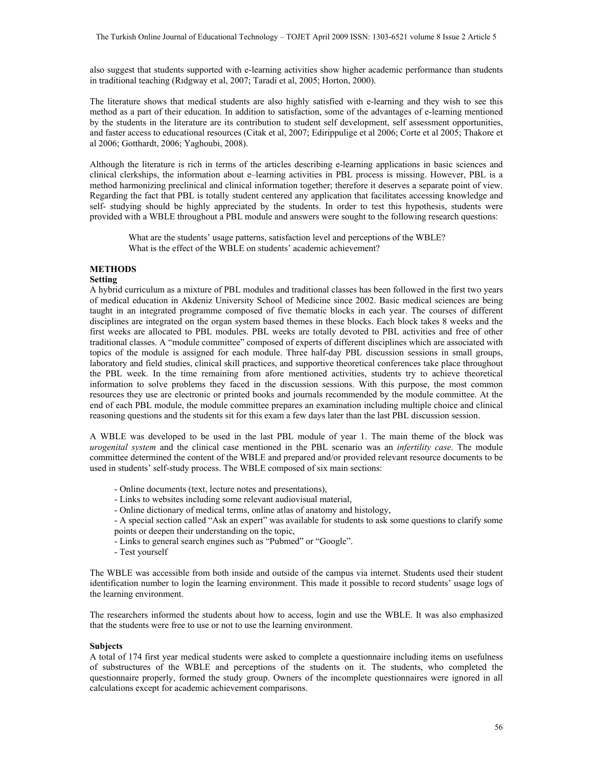also suggest that students supported with e-learning activities show higher academic performance than students in traditional teaching (Rıdgway et al, 2007; Taradi et al, 2005; Horton, 2000).

The literature shows that medical students are also highly satisfied with e-learning and they wish to see this method as a part of their education. In addition to satisfaction, some of the advantages of e-learning mentioned by the students in the literature are its contribution to student self development, self assessment opportunities, and faster access to educational resources (Citak et al, 2007; Edirippulige et al 2006; Corte et al 2005; Thakore et al 2006; Gotthardt, 2006; Yaghoubi, 2008).

Although the literature is rich in terms of the articles describing e-learning applications in basic sciences and clinical clerkships, the information about e–learning activities in PBL process is missing. However, PBL is a method harmonizing preclinical and clinical information together; therefore it deserves a separate point of view. Regarding the fact that PBL is totally student centered any application that facilitates accessing knowledge and self- studying should be highly appreciated by the students. In order to test this hypothesis, students were provided with a WBLE throughout a PBL module and answers were sought to the following research questions:

> What are the students' usage patterns, satisfaction level and perceptions of the WBLE?
> What is the effect of the WBLE on students' academic achievement?

## METHODS

### Setting

A hybrid curriculum as a mixture of PBL modules and traditional classes has been followed in the first two years of medical education in Akdeniz University School of Medicine since 2002. Basic medical sciences are being taught in an integrated programme composed of five thematic blocks in each year. The courses of different disciplines are integrated on the organ system based themes in these blocks. Each block takes 8 weeks and the first weeks are allocated to PBL modules. PBL weeks are totally devoted to PBL activities and free of other traditional classes. A "module committee" composed of experts of different disciplines which are associated with topics of the module is assigned for each module. Three half-day PBL discussion sessions in small groups, laboratory and field studies, clinical skill practices, and supportive theoretical conferences take place throughout the PBL week. In the time remaining from afore mentioned activities, students try to achieve theoretical information to solve problems they faced in the discussion sessions. With this purpose, the most common resources they use are electronic or printed books and journals recommended by the module committee. At the end of each PBL module, the module committee prepares an examination including multiple choice and clinical reasoning questions and the students sit for this exam a few days later than the last PBL discussion session.

A WBLE was developed to be used in the last PBL module of year 1. The main theme of the block was *urogenital system* and the clinical case mentioned in the PBL scenario was an *infertility case*. The module committee determined the content of the WBLE and prepared and/or provided relevant resource documents to be used in students' self-study process. The WBLE composed of six main sections:

- Online documents (text, lecture notes and presentations),
- Links to websites including some relevant audiovisual material,
- Online dictionary of medical terms, online atlas of anatomy and histology,
- A special section called "Ask an expert" was available for students to ask some questions to clarify some points or deepen their understanding on the topic,
- Links to general search engines such as "Pubmed" or "Google".
- Test yourself

The WBLE was accessible from both inside and outside of the campus via internet. Students used their student identification number to login the learning environment. This made it possible to record students' usage logs of the learning environment.

The researchers informed the students about how to access, login and use the WBLE. It was also emphasized that the students were free to use or not to use the learning environment.

### Subjects

A total of 174 first year medical students were asked to complete a questionnaire including items on usefulness of substructures of the WBLE and perceptions of the students on it. The students, who completed the questionnaire properly, formed the study group. Owners of the incomplete questionnaires were ignored in all calculations except for academic achievement comparisons.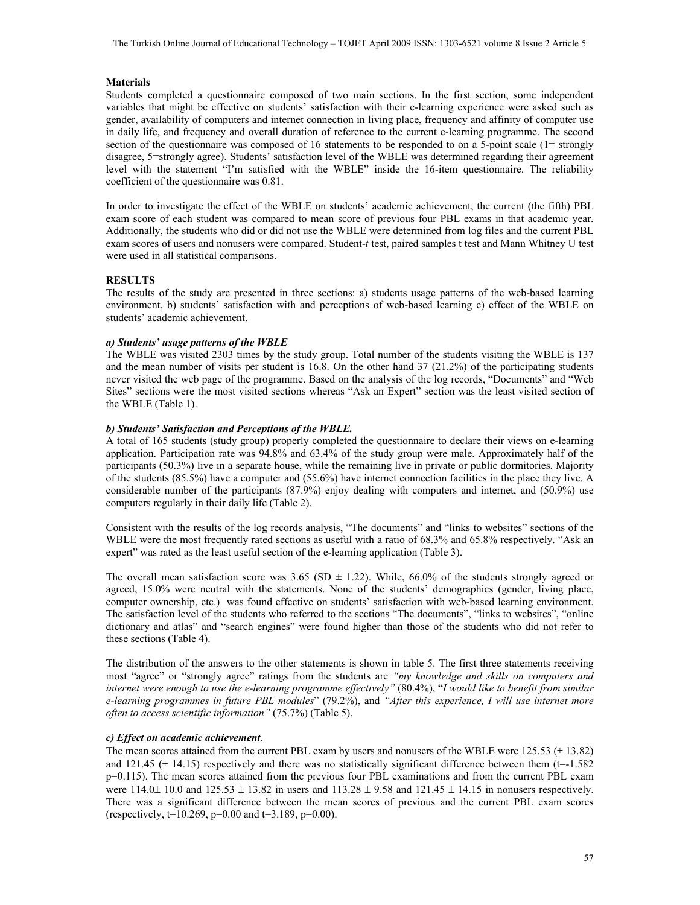### Materials

Students completed a questionnaire composed of two main sections. In the first section, some independent variables that might be effective on students' satisfaction with their e-learning experience were asked such as gender, availability of computers and internet connection in living place, frequency and affinity of computer use in daily life, and frequency and overall duration of reference to the current e-learning programme. The second section of the questionnaire was composed of 16 statements to be responded to on a 5-point scale (1= strongly disagree, 5=strongly agree). Students' satisfaction level of the WBLE was determined regarding their agreement level with the statement "I'm satisfied with the WBLE" inside the 16-item questionnaire. The reliability coefficient of the questionnaire was 0.81.

In order to investigate the effect of the WBLE on students' academic achievement, the current (the fifth) PBL exam score of each student was compared to mean score of previous four PBL exams in that academic year. Additionally, the students who did or did not use the WBLE were determined from log files and the current PBL exam scores of users and nonusers were compared. Student-*t* test, paired samples t test and Mann Whitney U test were used in all statistical comparisons.

## RESULTS

The results of the study are presented in three sections: a) students usage patterns of the web-based learning environment, b) students' satisfaction with and perceptions of web-based learning c) effect of the WBLE on students' academic achievement.

### *a) Students' usage patterns of the WBLE*

The WBLE was visited 2303 times by the study group. Total number of the students visiting the WBLE is 137 and the mean number of visits per student is 16.8. On the other hand 37 (21.2%) of the participating students never visited the web page of the programme. Based on the analysis of the log records, "Documents" and "Web Sites" sections were the most visited sections whereas "Ask an Expert" section was the least visited section of the WBLE (Table 1).

### *b) Students' Satisfaction and Perceptions of the WBLE.*

A total of 165 students (study group) properly completed the questionnaire to declare their views on e-learning application. Participation rate was 94.8% and 63.4% of the study group were male. Approximately half of the participants (50.3%) live in a separate house, while the remaining live in private or public dormitories. Majority of the students (85.5%) have a computer and (55.6%) have internet connection facilities in the place they live. A considerable number of the participants (87.9%) enjoy dealing with computers and internet, and (50.9%) use computers regularly in their daily life (Table 2).

Consistent with the results of the log records analysis, "The documents" and "links to websites" sections of the WBLE were the most frequently rated sections as useful with a ratio of 68.3% and 65.8% respectively. "Ask an expert" was rated as the least useful section of the e-learning application (Table 3).

The overall mean satisfaction score was 3.65 (SD $\pm$ 1.22). While, 66.0% of the students strongly agreed or agreed, 15.0% were neutral with the statements. None of the students' demographics (gender, living place, computer ownership, etc.) was found effective on students' satisfaction with web-based learning environment. The satisfaction level of the students who referred to the sections "The documents", "links to websites", "online dictionary and atlas" and "search engines" were found higher than those of the students who did not refer to these sections (Table 4).

The distribution of the answers to the other statements is shown in table 5. The first three statements receiving most "agree" or "strongly agree" ratings from the students are *"my knowledge and skills on computers and internet were enough to use the e-learning programme effectively"* (80.4%), "*I would like to benefit from similar e-learning programmes in future PBL modules*" (79.2%), and *"After this experience, I will use internet more often to access scientific information"* (75.7%) (Table 5).

### *c) Effect on academic achievement*.

The mean scores attained from the current PBL exam by users and nonusers of the WBLE were 125.53 ($\pm$ 13.82) and 121.45 ($\pm$ 14.15) respectively and there was no statistically significant difference between them (t=-1.582 p=0.115). The mean scores attained from the previous four PBL examinations and from the current PBL exam were 114.0$\pm$ 10.0 and 125.53 $\pm$ 13.82 in users and 113.28 $\pm$ 9.58 and 121.45 $\pm$ 14.15 in nonusers respectively. There was a significant difference between the mean scores of previous and the current PBL exam scores (respectively, t=10.269, p=0.00 and t=3.189, p=0.00).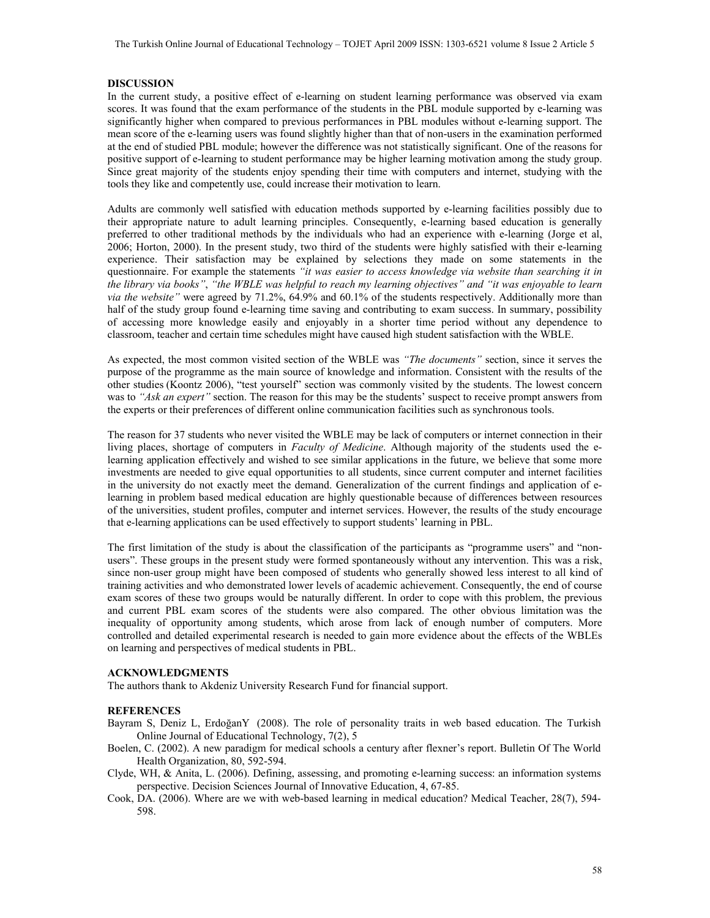## DISCUSSION

In the current study, a positive effect of e-learning on student learning performance was observed via exam scores. It was found that the exam performance of the students in the PBL module supported by e-learning was significantly higher when compared to previous performances in PBL modules without e-learning support. The mean score of the e-learning users was found slightly higher than that of non-users in the examination performed at the end of studied PBL module; however the difference was not statistically significant. One of the reasons for positive support of e-learning to student performance may be higher learning motivation among the study group. Since great majority of the students enjoy spending their time with computers and internet, studying with the tools they like and competently use, could increase their motivation to learn.

Adults are commonly well satisfied with education methods supported by e-learning facilities possibly due to their appropriate nature to adult learning principles. Consequently, e-learning based education is generally preferred to other traditional methods by the individuals who had an experience with e-learning (Jorge et al, 2006; Horton, 2000). In the present study, two third of the students were highly satisfied with their e-learning experience. Their satisfaction may be explained by selections they made on some statements in the questionnaire. For example the statements *"it was easier to access knowledge via website than searching it in the library via books"*, *"the WBLE was helpful to reach my learning objectives"* and *"it was enjoyable to learn via the website"* were agreed by 71.2%, 64.9% and 60.1% of the students respectively. Additionally more than half of the study group found e-learning time saving and contributing to exam success. In summary, possibility of accessing more knowledge easily and enjoyably in a shorter time period without any dependence to classroom, teacher and certain time schedules might have caused high student satisfaction with the WBLE.

As expected, the most common visited section of the WBLE was *"The documents"* section, since it serves the purpose of the programme as the main source of knowledge and information. Consistent with the results of the other studies (Koontz 2006), "test yourself" section was commonly visited by the students. The lowest concern was to *"Ask an expert"* section. The reason for this may be the students' suspect to receive prompt answers from the experts or their preferences of different online communication facilities such as synchronous tools.

The reason for 37 students who never visited the WBLE may be lack of computers or internet connection in their living places, shortage of computers in *Faculty of Medicine*. Although majority of the students used the e-learning application effectively and wished to see similar applications in the future, we believe that some more investments are needed to give equal opportunities to all students, since current computer and internet facilities in the university do not exactly meet the demand. Generalization of the current findings and application of e-learning in problem based medical education are highly questionable because of differences between resources of the universities, student profiles, computer and internet services. However, the results of the study encourage that e-learning applications can be used effectively to support students' learning in PBL.

The first limitation of the study is about the classification of the participants as "programme users" and "non-users". These groups in the present study were formed spontaneously without any intervention. This was a risk, since non-user group might have been composed of students who generally showed less interest to all kind of training activities and who demonstrated lower levels of academic achievement. Consequently, the end of course exam scores of these two groups would be naturally different. In order to cope with this problem, the previous and current PBL exam scores of the students were also compared. The other obvious limitation was the inequality of opportunity among students, which arose from lack of enough number of computers. More controlled and detailed experimental research is needed to gain more evidence about the effects of the WBLEs on learning and perspectives of medical students in PBL.

## ACKNOWLEDGMENTS

The authors thank to Akdeniz University Research Fund for financial support.

## REFERENCES

Bayram S, Deniz L, ErdoğanY (2008). The role of personality traits in web based education. The Turkish Online Journal of Educational Technology, 7(2), 5

Boelen, C. (2002). A new paradigm for medical schools a century after flexner's report. Bulletin Of The World Health Organization, 80, 592-594.

Clyde, WH, & Anita, L. (2006). Defining, assessing, and promoting e-learning success: an information systems perspective. Decision Sciences Journal of Innovative Education, 4, 67-85.

Cook, DA. (2006). Where are we with web-based learning in medical education? Medical Teacher, 28(7), 594-598.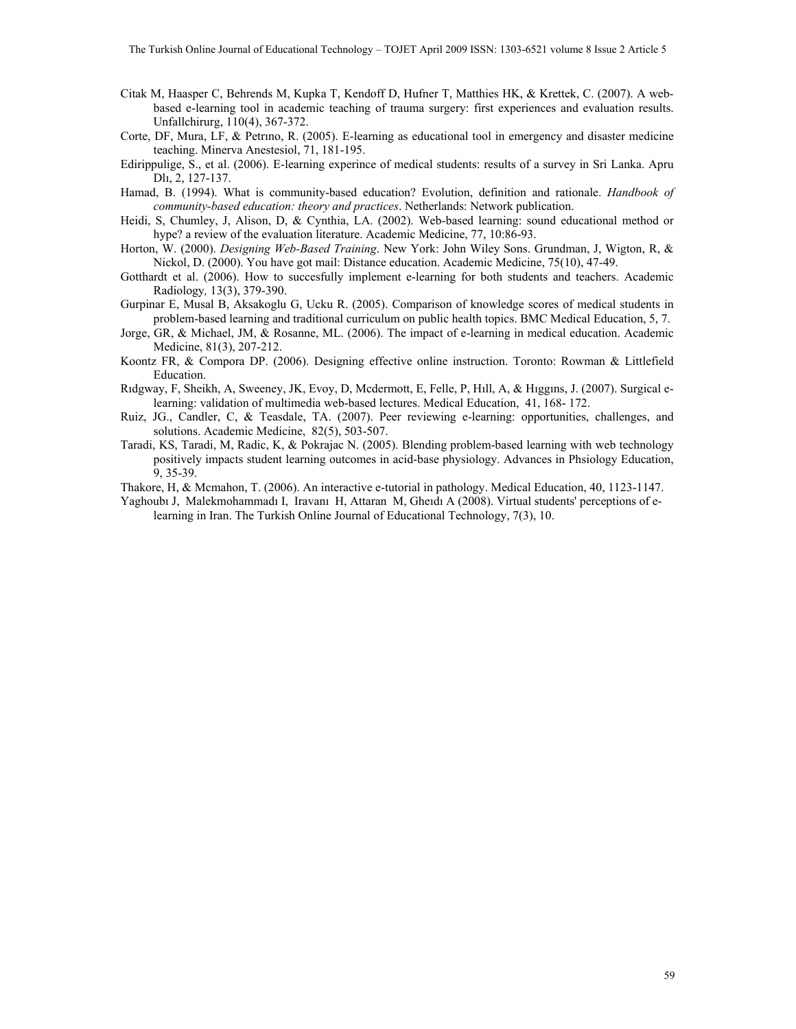Citak M, Haasper C, Behrends M, Kupka T, Kendoff D, Hufner T, Matthies HK, & Krettek, C. (2007). A web-based e-learning tool in academic teaching of trauma surgery: first experiences and evaluation results. Unfallchirurg, 110(4), 367-372.

Corte, DF, Mura, LF, & Petrıno, R. (2005). E-learning as educational tool in emergency and disaster medicine teaching. Minerva Anestesiol, 71, 181-195.

Edirippulige, S., et al. (2006). E-learning experince of medical students: results of a survey in Sri Lanka. Apru Dlı, 2, 127-137.

Hamad, B. (1994). What is community-based education? Evolution, definition and rationale. *Handbook of community-based education: theory and practices*. Netherlands: Network publication.

Heidi, S, Chumley, J, Alison, D, & Cynthia, LA. (2002). Web-based learning: sound educational method or hype? a review of the evaluation literature. Academic Medicine, 77, 10:86-93.

Horton, W. (2000). *Designing Web-Based Training*. New York: John Wiley Sons. Grundman, J, Wigton, R, & Nickol, D. (2000). You have got mail: Distance education. Academic Medicine, 75(10), 47-49.

Gotthardt et al. (2006). How to succesfully implement e-learning for both students and teachers. Academic Radiology*,* 13(3), 379-390.

Gurpinar E, Musal B, Aksakoglu G, Ucku R. (2005). Comparison of knowledge scores of medical students in problem-based learning and traditional curriculum on public health topics. BMC Medical Education, 5, 7.

Jorge, GR, & Michael, JM, & Rosanne, ML. (2006). The impact of e-learning in medical education. Academic Medicine, 81(3), 207-212.

Koontz FR, & Compora DP. (2006). Designing effective online instruction. Toronto: Rowman & Littlefield Education.

Rıdgway, F, Sheikh, A, Sweeney, JK, Evoy, D, Mcdermott, E, Felle, P, Hıll, A, & Hıggıns, J. (2007). Surgical e-learning: validation of multimedia web-based lectures. Medical Education, 41, 168- 172.

Ruiz, JG., Candler, C, & Teasdale, TA. (2007). Peer reviewing e-learning: opportunities, challenges, and solutions. Academic Medicine, 82(5), 503-507.

Taradi, KS, Taradi, M, Radic, K, & Pokrajac N. (2005). Blending problem-based learning with web technology positively impacts student learning outcomes in acid-base physiology. Advances in Phsiology Education, 9, 35-39.

Thakore, H, & Mcmahon, T. (2006). An interactive e-tutorial in pathology. Medical Education, 40, 1123-1147.

Yaghoubı J, Malekmohammadı I, Iravanı H, Attaran M, Gheıdı A (2008). Virtual students' perceptions of e-learning in Iran. The Turkish Online Journal of Educational Technology, 7(3), 10.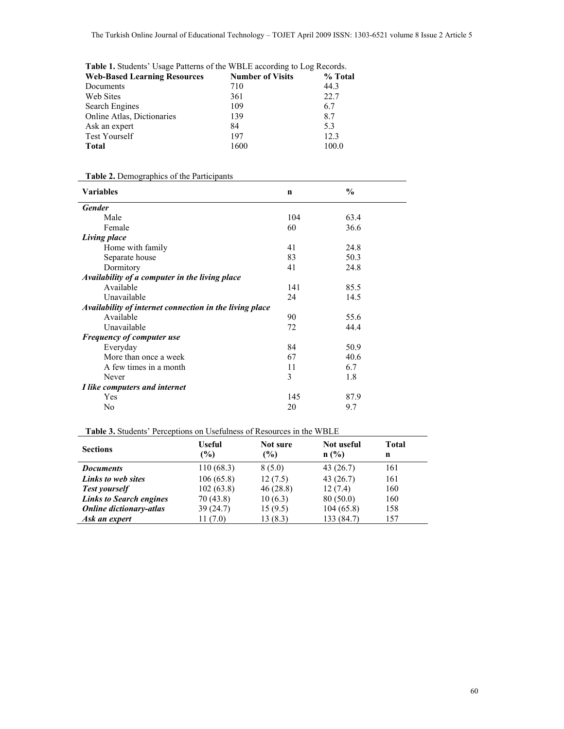**Table 1.** Students' Usage Patterns of the WBLE according to Log Records.

| Web-Based Learning Resources | Number of Visits | % Total |
|---|---|---|
| Documents | 710 | 44.3 |
| Web Sites | 361 | 22.7 |
| Search Engines | 109 | 6.7 |
| Online Atlas, Dictionaries | 139 | 8.7 |
| Ask an expert | 84 | 5.3 |
| Test Yourself | 197 | 12.3 |
| **Total** | 1600 | 100.0 |

**Table 2.** Demographics of the Participants

| Variables | n | % |
|---|---|---|
| ***Gender*** | | |
| Male | 104 | 63.4 |
| Female | 60 | 36.6 |
| ***Living place*** | | |
| Home with family | 41 | 24.8 |
| Separate house | 83 | 50.3 |
| Dormitory | 41 | 24.8 |
| ***Availability of a computer in the living place*** | | |
| Available | 141 | 85.5 |
| Unavailable | 24 | 14.5 |
| ***Availability of internet connection in the living place*** | | |
| Available | 90 | 55.6 |
| Unavailable | 72 | 44.4 |
| ***Frequency of computer use*** | | |
| Everyday | 84 | 50.9 |
| More than once a week | 67 | 40.6 |
| A few times in a month | 11 | 6.7 |
| Never | 3 | 1.8 |
| ***I like computers and internet*** | | |
| Yes | 145 | 87.9 |
| No | 20 | 9.7 |

**Table 3.** Students' Perceptions on Usefulness of Resources in the WBLE

| Sections | Useful (%) | Not sure (%) | Not useful n (%) | Total n |
|---|---|---|---|---|
| ***Documents*** | 110 (68.3) | 8 (5.0) | 43 (26.7) | 161 |
| ***Links to web sites*** | 106 (65.8) | 12 (7.5) | 43 (26.7) | 161 |
| ***Test yourself*** | 102 (63.8) | 46 (28.8) | 12 (7.4) | 160 |
| ***Links to Search engines*** | 70 (43.8) | 10 (6.3) | 80 (50.0) | 160 |
| ***Online dictionary-atlas*** | 39 (24.7) | 15 (9.5) | 104 (65.8) | 158 |
| ***Ask an expert*** | 11 (7.0) | 13 (8.3) | 133 (84.7) | 157 |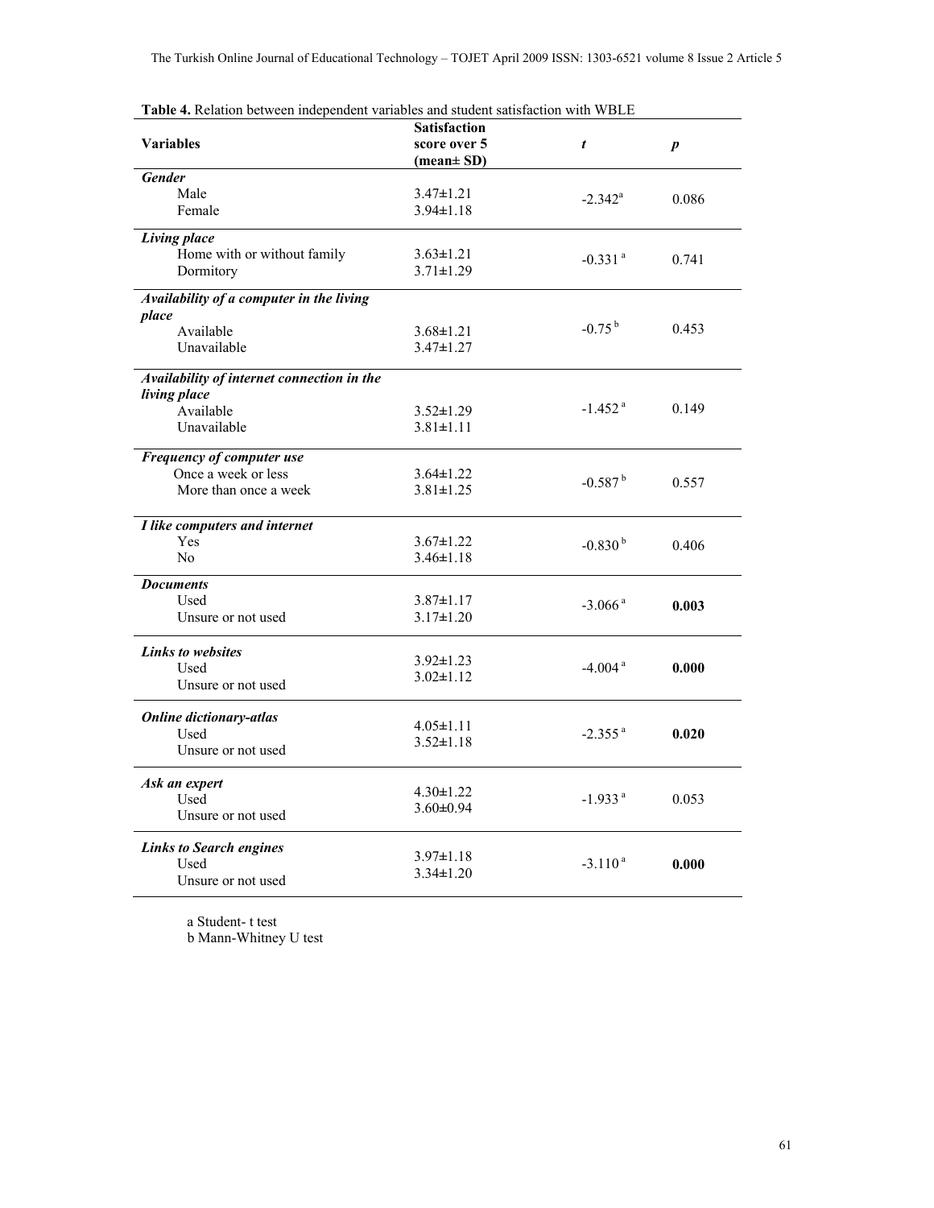**Table 4.** Relation between independent variables and student satisfaction with WBLE

| Variables | Satisfaction score over 5 (mean± SD) | *t* | *p* |
|---|---|---|---|
| ***Gender*** | | | |
| Male | 3.47±1.21 | -2.342[a] | 0.086 |
| Female | 3.94±1.18 | | |
| ***Living place*** | | | |
| Home with or without family | 3.63±1.21 | -0.331[a] | 0.741 |
| Dormitory | 3.71±1.29 | | |
| ***Availability of a computer in the living place*** | | | |
| Available | 3.68±1.21 | -0.75[b] | 0.453 |
| Unavailable | 3.47±1.27 | | |
| ***Availability of internet connection in the living place*** | | | |
| Available | 3.52±1.29 | -1.452[a] | 0.149 |
| Unavailable | 3.81±1.11 | | |
| ***Frequency of computer use*** | | | |
| Once a week or less | 3.64±1.22 | -0.587[b] | 0.557 |
| More than once a week | 3.81±1.25 | | |
| ***I like computers and internet*** | | | |
| Yes | 3.67±1.22 | -0.830[b] | 0.406 |
| No | 3.46±1.18 | | |
| ***Documents*** | | | |
| Used | 3.87±1.17 | -3.066[a] | **0.003** |
| Unsure or not used | 3.17±1.20 | | |
| ***Links to websites*** | | | |
| Used | 3.92±1.23 | -4.004[a] | **0.000** |
| Unsure or not used | 3.02±1.12 | | |
| ***Online dictionary-atlas*** | | | |
| Used | 4.05±1.11 | -2.355[a] | **0.020** |
| Unsure or not used | 3.52±1.18 | | |
| ***Ask an expert*** | | | |
| Used | 4.30±1.22 | -1.933[a] | 0.053 |
| Unsure or not used | 3.60±0.94 | | |
| ***Links to Search engines*** | | | |
| Used | 3.97±1.18 | -3.110[a] | **0.000** |
| Unsure or not used | 3.34±1.20 | | |

a Student- t test
b Mann-Whitney U test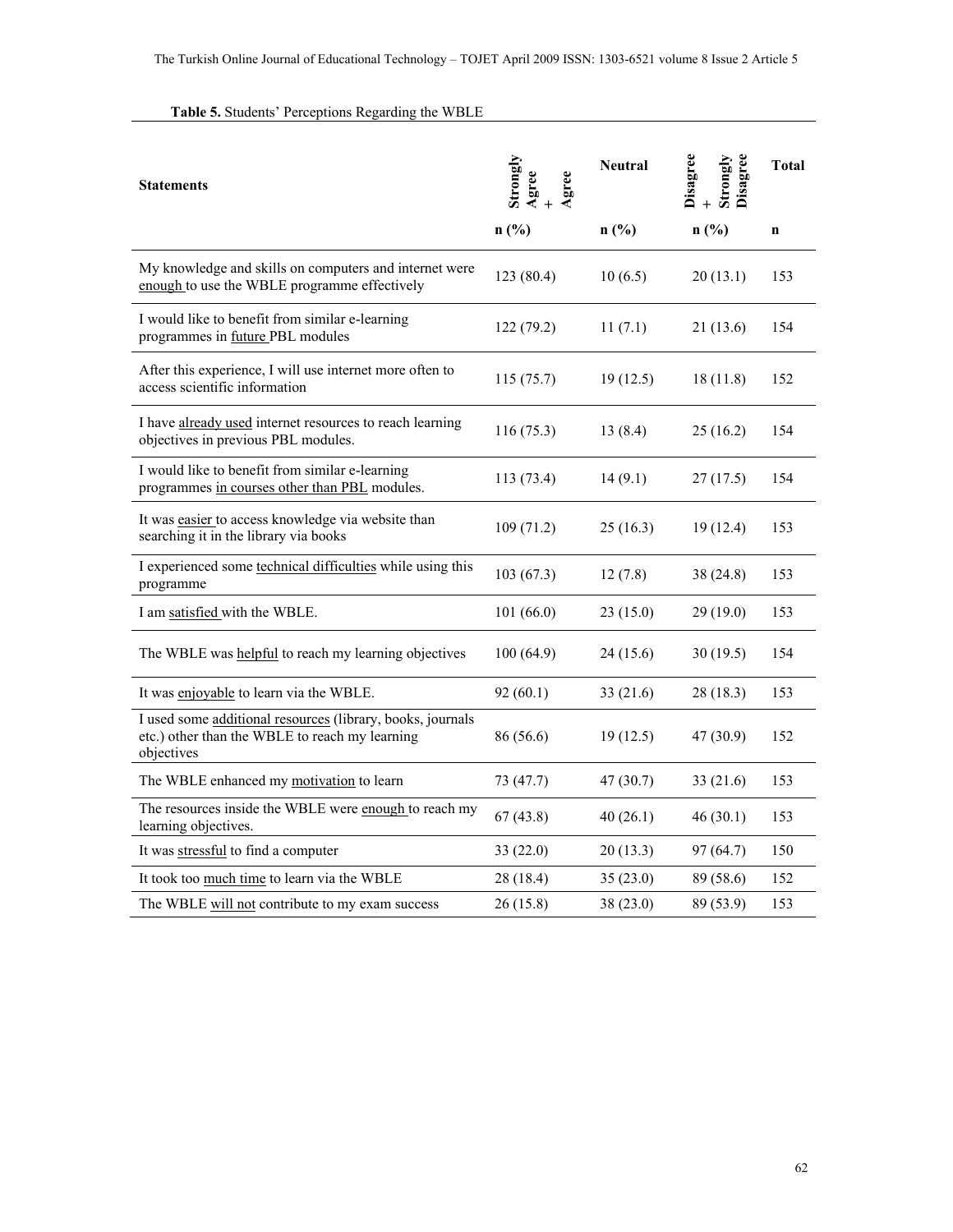**Table 5.** Students' Perceptions Regarding the WBLE

| Statements | Strongly Agree + Agree | Neutral | Disagree + Strongly Disagree | Total |
|---|---|---|---|---|
| | n (%) | n (%) | n (%) | n |
| My knowledge and skills on computers and internet were enough to use the WBLE programme effectively | 123 (80.4) | 10 (6.5) | 20 (13.1) | 153 |
| I would like to benefit from similar e-learning programmes in future PBL modules | 122 (79.2) | 11 (7.1) | 21 (13.6) | 154 |
| After this experience, I will use internet more often to access scientific information | 115 (75.7) | 19 (12.5) | 18 (11.8) | 152 |
| I have already used internet resources to reach learning objectives in previous PBL modules. | 116 (75.3) | 13 (8.4) | 25 (16.2) | 154 |
| I would like to benefit from similar e-learning programmes in courses other than PBL modules. | 113 (73.4) | 14 (9.1) | 27 (17.5) | 154 |
| It was easier to access knowledge via website than searching it in the library via books | 109 (71.2) | 25 (16.3) | 19 (12.4) | 153 |
| I experienced some technical difficulties while using this programme | 103 (67.3) | 12 (7.8) | 38 (24.8) | 153 |
| I am satisfied with the WBLE. | 101 (66.0) | 23 (15.0) | 29 (19.0) | 153 |
| The WBLE was helpful to reach my learning objectives | 100 (64.9) | 24 (15.6) | 30 (19.5) | 154 |
| It was enjoyable to learn via the WBLE. | 92 (60.1) | 33 (21.6) | 28 (18.3) | 153 |
| I used some additional resources (library, books, journals etc.) other than the WBLE to reach my learning objectives | 86 (56.6) | 19 (12.5) | 47 (30.9) | 152 |
| The WBLE enhanced my motivation to learn | 73 (47.7) | 47 (30.7) | 33 (21.6) | 153 |
| The resources inside the WBLE were enough to reach my learning objectives. | 67 (43.8) | 40 (26.1) | 46 (30.1) | 153 |
| It was stressful to find a computer | 33 (22.0) | 20 (13.3) | 97 (64.7) | 150 |
| It took too much time to learn via the WBLE | 28 (18.4) | 35 (23.0) | 89 (58.6) | 152 |
| The WBLE will not contribute to my exam success | 26 (15.8) | 38 (23.0) | 89 (53.9) | 153 |